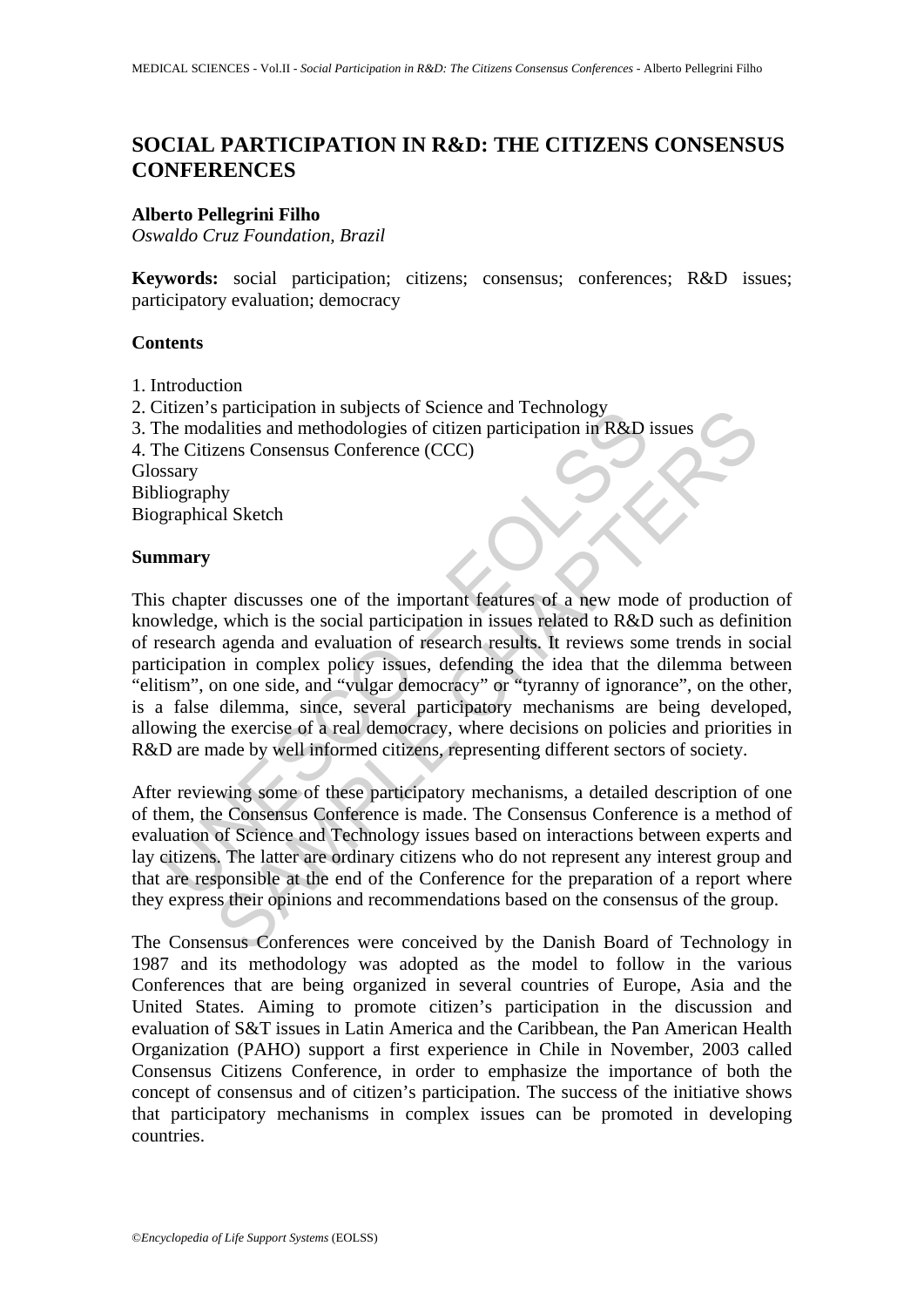# SOCIAL PARTICIPATION IN R&D: THE CITIZENS CONSENSUS CONFERENCES

**Alberto Pellegrini Filho**

*Oswaldo Cruz Foundation, Brazil*

**Keywords:** social participation; citizens; consensus; conferences; R&D issues; participatory evaluation; democracy

## Contents

1. Introduction
2. Citizen's participation in subjects of Science and Technology
3. The modalities and methodologies of citizen participation in R&D issues
4. The Citizens Consensus Conference (CCC)

Glossary
Bibliography
Biographical Sketch

## Summary

This chapter discusses one of the important features of a new mode of production of knowledge, which is the social participation in issues related to R&D such as definition of research agenda and evaluation of research results. It reviews some trends in social participation in complex policy issues, defending the idea that the dilemma between "elitism", on one side, and "vulgar democracy" or "tyranny of ignorance", on the other, is a false dilemma, since, several participatory mechanisms are being developed, allowing the exercise of a real democracy, where decisions on policies and priorities in R&D are made by well informed citizens, representing different sectors of society.

After reviewing some of these participatory mechanisms, a detailed description of one of them, the Consensus Conference is made. The Consensus Conference is a method of evaluation of Science and Technology issues based on interactions between experts and lay citizens. The latter are ordinary citizens who do not represent any interest group and that are responsible at the end of the Conference for the preparation of a report where they express their opinions and recommendations based on the consensus of the group.

The Consensus Conferences were conceived by the Danish Board of Technology in 1987 and its methodology was adopted as the model to follow in the various Conferences that are being organized in several countries of Europe, Asia and the United States. Aiming to promote citizen's participation in the discussion and evaluation of S&T issues in Latin America and the Caribbean, the Pan American Health Organization (PAHO) support a first experience in Chile in November, 2003 called Consensus Citizens Conference, in order to emphasize the importance of both the concept of consensus and of citizen's participation. The success of the initiative shows that participatory mechanisms in complex issues can be promoted in developing countries.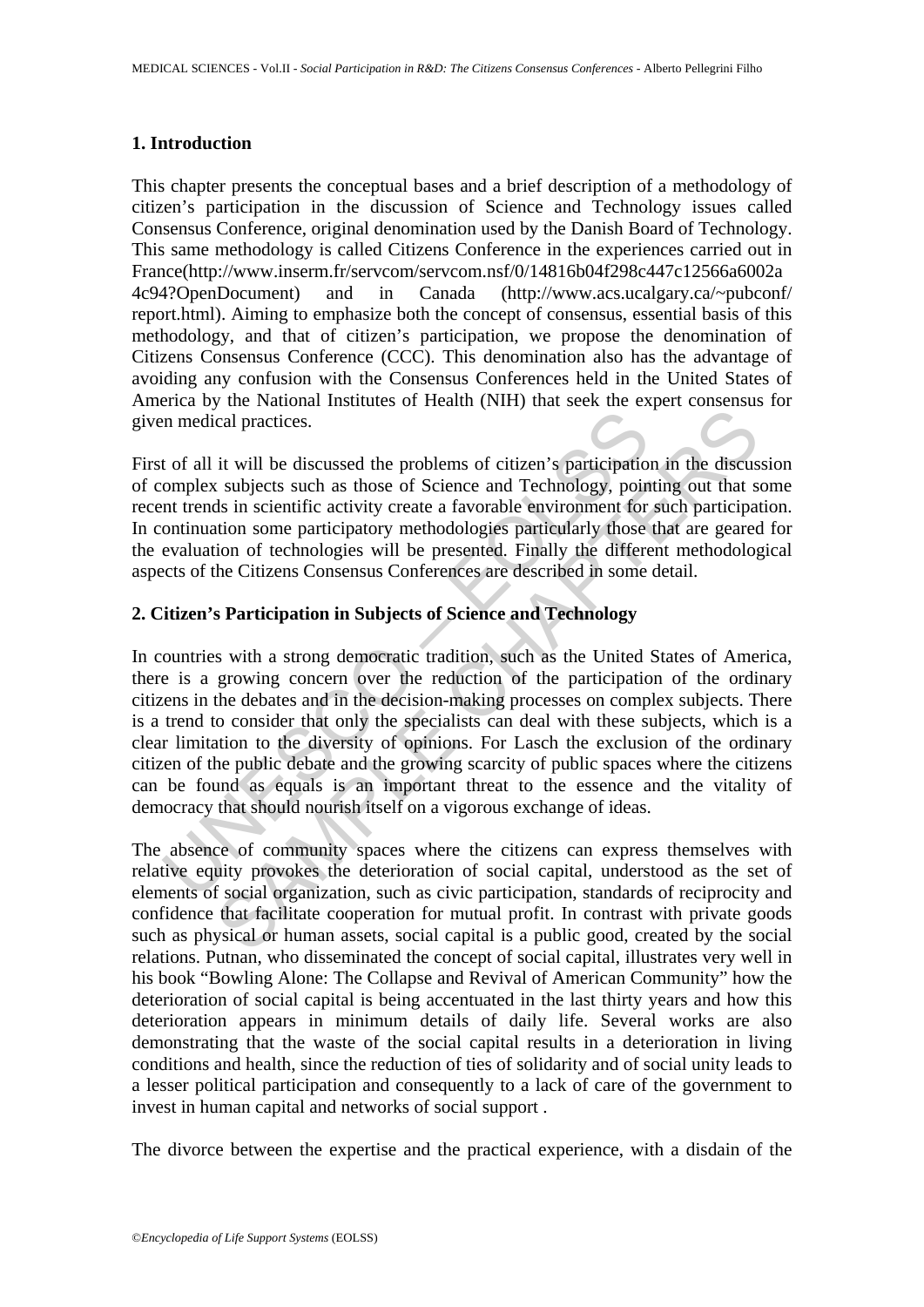## 1. Introduction

This chapter presents the conceptual bases and a brief description of a methodology of citizen's participation in the discussion of Science and Technology issues called Consensus Conference, original denomination used by the Danish Board of Technology. This same methodology is called Citizens Conference in the experiences carried out in France(http://www.inserm.fr/servcom/servcom.nsf/0/14816b04f298c447c12566a6002a4c94?OpenDocument) and in Canada (http://www.acs.ucalgary.ca/~pubconf/report.html). Aiming to emphasize both the concept of consensus, essential basis of this methodology, and that of citizen's participation, we propose the denomination of Citizens Consensus Conference (CCC). This denomination also has the advantage of avoiding any confusion with the Consensus Conferences held in the United States of America by the National Institutes of Health (NIH) that seek the expert consensus for given medical practices.

First of all it will be discussed the problems of citizen's participation in the discussion of complex subjects such as those of Science and Technology, pointing out that some recent trends in scientific activity create a favorable environment for such participation. In continuation some participatory methodologies particularly those that are geared for the evaluation of technologies will be presented. Finally the different methodological aspects of the Citizens Consensus Conferences are described in some detail.

## 2. Citizen's Participation in Subjects of Science and Technology

In countries with a strong democratic tradition, such as the United States of America, there is a growing concern over the reduction of the participation of the ordinary citizens in the debates and in the decision-making processes on complex subjects. There is a trend to consider that only the specialists can deal with these subjects, which is a clear limitation to the diversity of opinions. For Lasch the exclusion of the ordinary citizen of the public debate and the growing scarcity of public spaces where the citizens can be found as equals is an important threat to the essence and the vitality of democracy that should nourish itself on a vigorous exchange of ideas.

The absence of community spaces where the citizens can express themselves with relative equity provokes the deterioration of social capital, understood as the set of elements of social organization, such as civic participation, standards of reciprocity and confidence that facilitate cooperation for mutual profit. In contrast with private goods such as physical or human assets, social capital is a public good, created by the social relations. Putnan, who disseminated the concept of social capital, illustrates very well in his book "Bowling Alone: The Collapse and Revival of American Community" how the deterioration of social capital is being accentuated in the last thirty years and how this deterioration appears in minimum details of daily life. Several works are also demonstrating that the waste of the social capital results in a deterioration in living conditions and health, since the reduction of ties of solidarity and of social unity leads to a lesser political participation and consequently to a lack of care of the government to invest in human capital and networks of social support .

The divorce between the expertise and the practical experience, with a disdain of the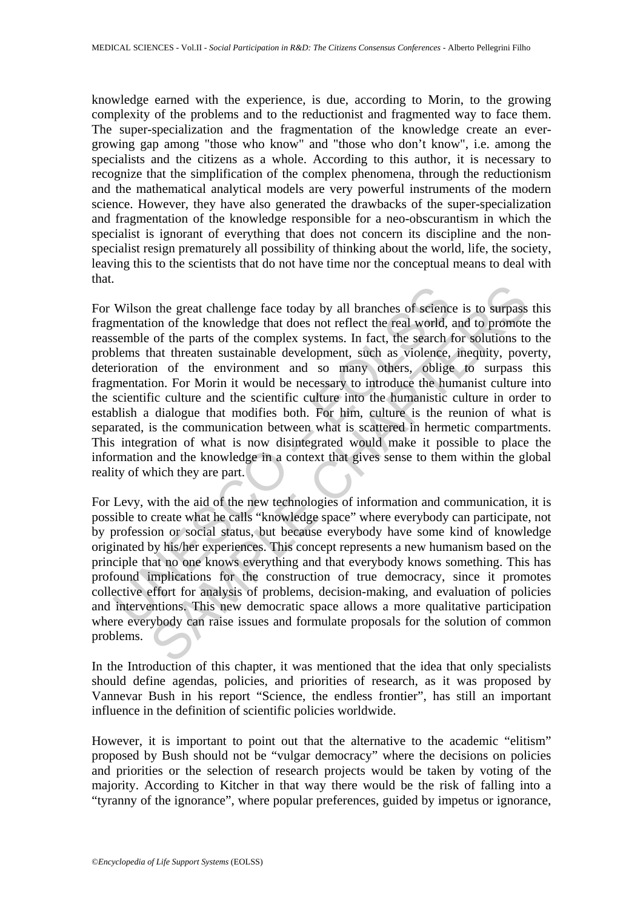knowledge earned with the experience, is due, according to Morin, to the growing complexity of the problems and to the reductionist and fragmented way to face them. The super-specialization and the fragmentation of the knowledge create an ever-growing gap among "those who know" and "those who don't know", i.e. among the specialists and the citizens as a whole. According to this author, it is necessary to recognize that the simplification of the complex phenomena, through the reductionism and the mathematical analytical models are very powerful instruments of the modern science. However, they have also generated the drawbacks of the super-specialization and fragmentation of the knowledge responsible for a neo-obscurantism in which the specialist is ignorant of everything that does not concern its discipline and the non-specialist resign prematurely all possibility of thinking about the world, life, the society, leaving this to the scientists that do not have time nor the conceptual means to deal with that.

For Wilson the great challenge face today by all branches of science is to surpass this fragmentation of the knowledge that does not reflect the real world, and to promote the reassemble of the parts of the complex systems. In fact, the search for solutions to the problems that threaten sustainable development, such as violence, inequity, poverty, deterioration of the environment and so many others, oblige to surpass this fragmentation. For Morin it would be necessary to introduce the humanist culture into the scientific culture and the scientific culture into the humanistic culture in order to establish a dialogue that modifies both. For him, culture is the reunion of what is separated, is the communication between what is scattered in hermetic compartments. This integration of what is now disintegrated would make it possible to place the information and the knowledge in a context that gives sense to them within the global reality of which they are part.

For Levy, with the aid of the new technologies of information and communication, it is possible to create what he calls "knowledge space" where everybody can participate, not by profession or social status, but because everybody have some kind of knowledge originated by his/her experiences. This concept represents a new humanism based on the principle that no one knows everything and that everybody knows something. This has profound implications for the construction of true democracy, since it promotes collective effort for analysis of problems, decision-making, and evaluation of policies and interventions. This new democratic space allows a more qualitative participation where everybody can raise issues and formulate proposals for the solution of common problems.

In the Introduction of this chapter, it was mentioned that the idea that only specialists should define agendas, policies, and priorities of research, as it was proposed by Vannevar Bush in his report "Science, the endless frontier", has still an important influence in the definition of scientific policies worldwide.

However, it is important to point out that the alternative to the academic "elitism" proposed by Bush should not be "vulgar democracy" where the decisions on policies and priorities or the selection of research projects would be taken by voting of the majority. According to Kitcher in that way there would be the risk of falling into a "tyranny of the ignorance", where popular preferences, guided by impetus or ignorance,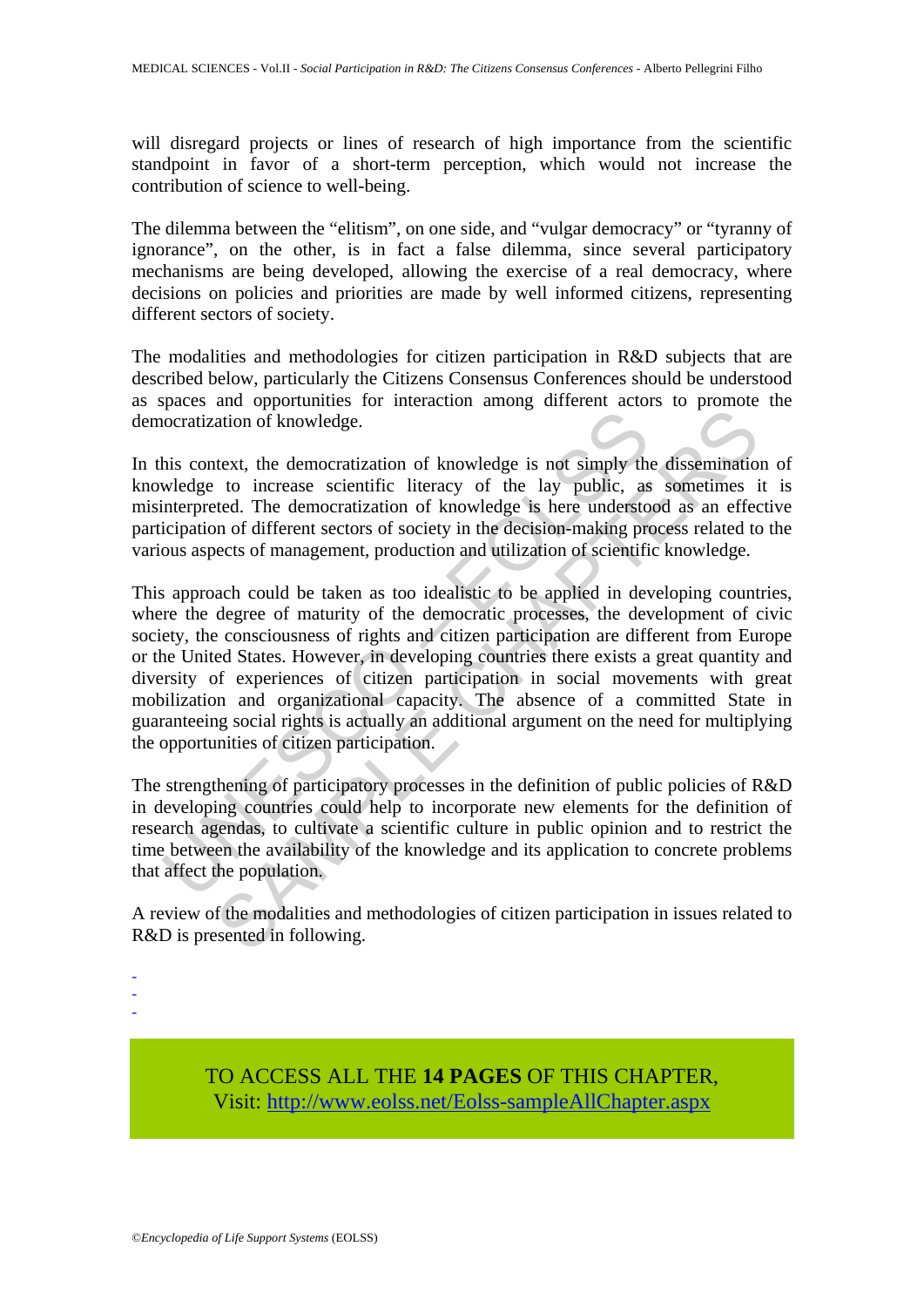will disregard projects or lines of research of high importance from the scientific standpoint in favor of a short-term perception, which would not increase the contribution of science to well-being.

The dilemma between the "elitism", on one side, and "vulgar democracy" or "tyranny of ignorance", on the other, is in fact a false dilemma, since several participatory mechanisms are being developed, allowing the exercise of a real democracy, where decisions on policies and priorities are made by well informed citizens, representing different sectors of society.

The modalities and methodologies for citizen participation in R&D subjects that are described below, particularly the Citizens Consensus Conferences should be understood as spaces and opportunities for interaction among different actors to promote the democratization of knowledge.

In this context, the democratization of knowledge is not simply the dissemination of knowledge to increase scientific literacy of the lay public, as sometimes it is misinterpreted. The democratization of knowledge is here understood as an effective participation of different sectors of society in the decision-making process related to the various aspects of management, production and utilization of scientific knowledge.

This approach could be taken as too idealistic to be applied in developing countries, where the degree of maturity of the democratic processes, the development of civic society, the consciousness of rights and citizen participation are different from Europe or the United States. However, in developing countries there exists a great quantity and diversity of experiences of citizen participation in social movements with great mobilization and organizational capacity. The absence of a committed State in guaranteeing social rights is actually an additional argument on the need for multiplying the opportunities of citizen participation.

The strengthening of participatory processes in the definition of public policies of R&D in developing countries could help to incorporate new elements for the definition of research agendas, to cultivate a scientific culture in public opinion and to restrict the time between the availability of the knowledge and its application to concrete problems that affect the population.

A review of the modalities and methodologies of citizen participation in issues related to R&D is presented in following.

-
-
-

TO ACCESS ALL THE **14 PAGES** OF THIS CHAPTER,
Visit: http://www.eolss.net/Eolss-sampleAllChapter.aspx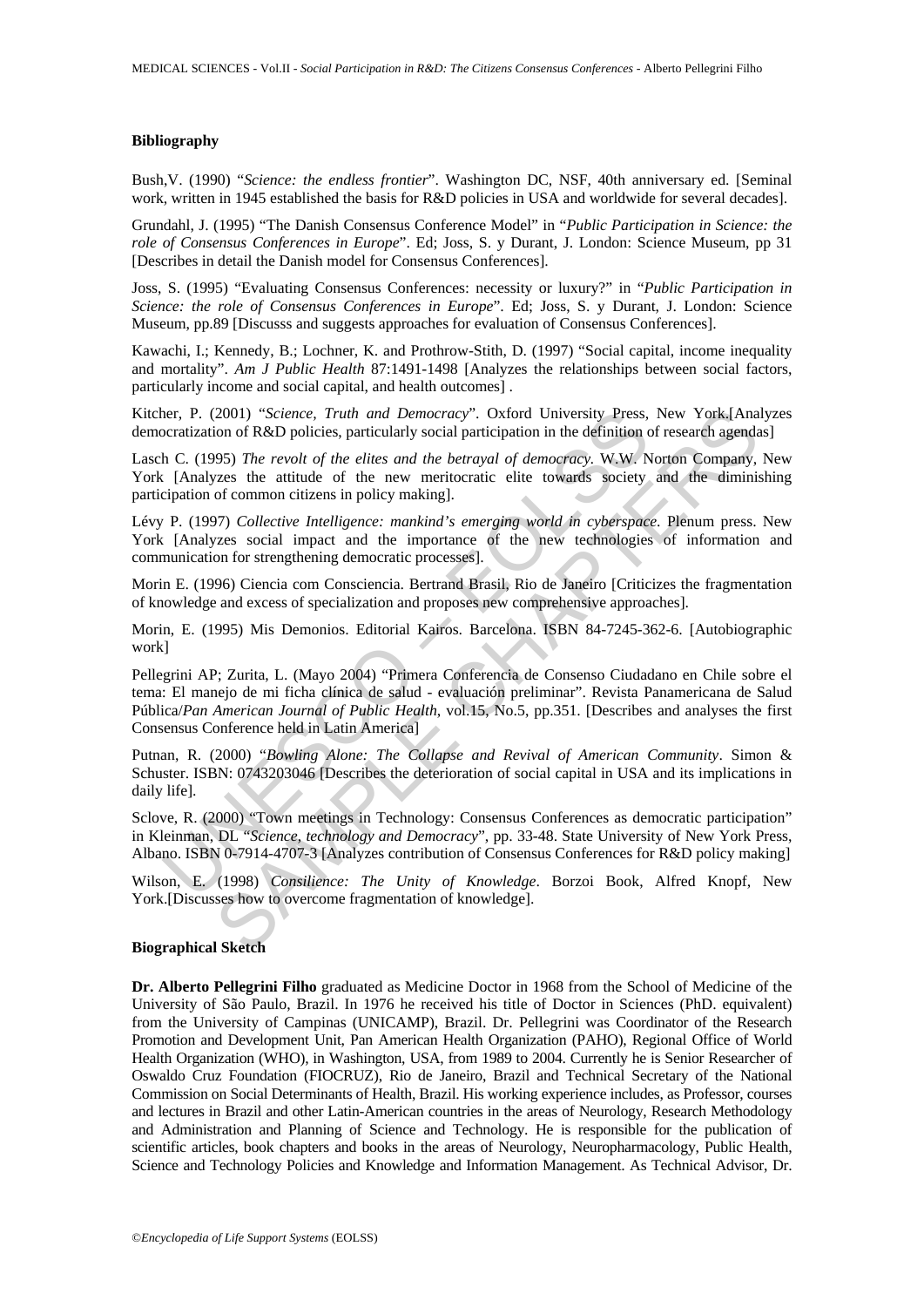### Bibliography

Bush,V. (1990) "*Science: the endless frontier*". Washington DC, NSF, 40th anniversary ed. [Seminal work, written in 1945 established the basis for R&D policies in USA and worldwide for several decades].

Grundahl, J. (1995) "The Danish Consensus Conference Model" in "*Public Participation in Science: the role of Consensus Conferences in Europe*". Ed; Joss, S. y Durant, J. London: Science Museum, pp 31 [Describes in detail the Danish model for Consensus Conferences].

Joss, S. (1995) "Evaluating Consensus Conferences: necessity or luxury?" in "*Public Participation in Science: the role of Consensus Conferences in Europe*". Ed; Joss, S. y Durant, J. London: Science Museum, pp.89 [Discusss and suggests approaches for evaluation of Consensus Conferences].

Kawachi, I.; Kennedy, B.; Lochner, K. and Prothrow-Stith, D. (1997) "Social capital, income inequality and mortality". *Am J Public Health* 87:1491-1498 [Analyzes the relationships between social factors, particularly income and social capital, and health outcomes] .

Kitcher, P. (2001) "*Science, Truth and Democracy*". Oxford University Press, New York.[Analyzes democratization of R&D policies, particularly social participation in the definition of research agendas]

Lasch C. (1995) *The revolt of the elites and the betrayal of democracy.* W.W. Norton Company, New York [Analyzes the attitude of the new meritocratic elite towards society and the diminishing participation of common citizens in policy making].

Lévy P. (1997) *Collective Intelligence: mankind's emerging world in cyberspace.* Plenum press. New York [Analyzes social impact and the importance of the new technologies of information and communication for strengthening democratic processes].

Morin E. (1996) Ciencia com Consciencia. Bertrand Brasil, Rio de Janeiro [Criticizes the fragmentation of knowledge and excess of specialization and proposes new comprehensive approaches].

Morin, E. (1995) Mis Demonios. Editorial Kairos. Barcelona. ISBN 84-7245-362-6. [Autobiographic work]

Pellegrini AP; Zurita, L. (Mayo 2004) "Primera Conferencia de Consenso Ciudadano en Chile sobre el tema: El manejo de mi ficha clínica de salud - evaluación preliminar". Revista Panamericana de Salud Pública/*Pan American Journal of Public Health*, vol.15, No.5, pp.351. [Describes and analyses the first Consensus Conference held in Latin America]

Putnan, R. (2000) "*Bowling Alone: The Collapse and Revival of American Community*. Simon & Schuster. ISBN: 0743203046 [Describes the deterioration of social capital in USA and its implications in daily life].

Sclove, R. (2000) "Town meetings in Technology: Consensus Conferences as democratic participation" in Kleinman, DL "*Science, technology and Democracy*", pp. 33-48. State University of New York Press, Albano. ISBN 0-7914-4707-3 [Analyzes contribution of Consensus Conferences for R&D policy making]

Wilson, E. (1998) *Consilience: The Unity of Knowledge*. Borzoi Book, Alfred Knopf, New York.[Discusses how to overcome fragmentation of knowledge].

### Biographical Sketch

**Dr. Alberto Pellegrini Filho** graduated as Medicine Doctor in 1968 from the School of Medicine of the University of São Paulo, Brazil. In 1976 he received his title of Doctor in Sciences (PhD. equivalent) from the University of Campinas (UNICAMP), Brazil. Dr. Pellegrini was Coordinator of the Research Promotion and Development Unit, Pan American Health Organization (PAHO), Regional Office of World Health Organization (WHO), in Washington, USA, from 1989 to 2004. Currently he is Senior Researcher of Oswaldo Cruz Foundation (FIOCRUZ), Rio de Janeiro, Brazil and Technical Secretary of the National Commission on Social Determinants of Health, Brazil. His working experience includes, as Professor, courses and lectures in Brazil and other Latin-American countries in the areas of Neurology, Research Methodology and Administration and Planning of Science and Technology. He is responsible for the publication of scientific articles, book chapters and books in the areas of Neurology, Neuropharmacology, Public Health, Science and Technology Policies and Knowledge and Information Management. As Technical Advisor, Dr.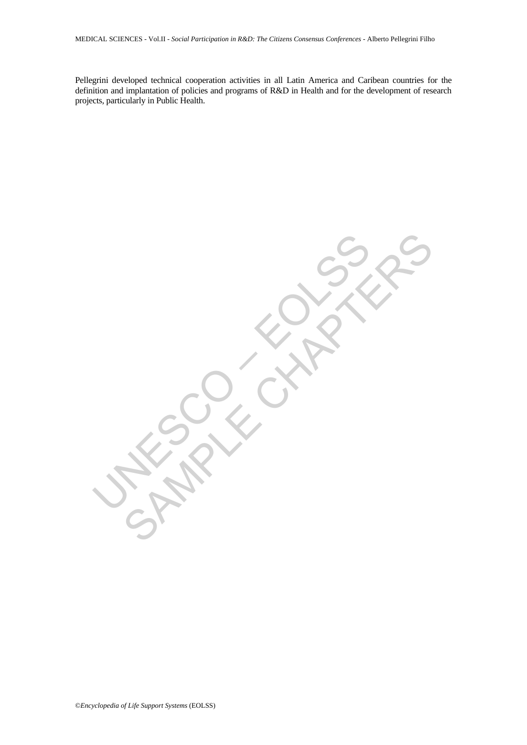Pellegrini developed technical cooperation activities in all Latin America and Caribean countries for the definition and implantation of policies and programs of R&D in Health and for the development of research projects, particularly in Public Health.